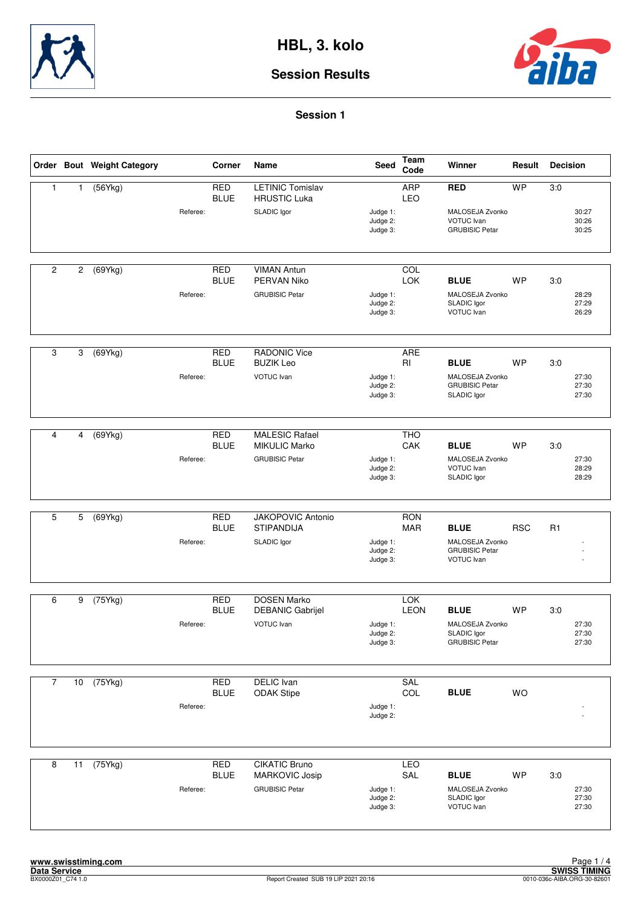# HBL, 3. kolo

## Session Results

### Session 1

| Order | Bout | Weight Category | | Corner | Name | Seed | Team Code | Winner | Result | Decision |
|---|---|---|---|---|---|---|---|---|---|---|
| 1 | 1 | (56Ykg) | | RED | LETINIC Tomislav | | ARP | **RED** | WP | 3:0 |
| | | | | BLUE | HRUSTIC Luka | | LEO | | | |
| | | | Referee: | | SLADIC Igor | Judge 1: | | MALOSEJA Zvonko | | 30:27 |
| | | | | | | Judge 2: | | VOTUC Ivan | | 30:26 |
| | | | | | | Judge 3: | | GRUBISIC Petar | | 30:25 |
| 2 | 2 | (69Ykg) | | RED | VIMAN Antun | | COL | | | |
| | | | | BLUE | PERVAN Niko | | LOK | **BLUE** | WP | 3:0 |
| | | | Referee: | | GRUBISIC Petar | Judge 1: | | MALOSEJA Zvonko | | 28:29 |
| | | | | | | Judge 2: | | SLADIC Igor | | 27:29 |
| | | | | | | Judge 3: | | VOTUC Ivan | | 26:29 |
| 3 | 3 | (69Ykg) | | RED | RADONIC Vice | | ARE | | | |
| | | | | BLUE | BUZIK Leo | | RI | **BLUE** | WP | 3:0 |
| | | | Referee: | | VOTUC Ivan | Judge 1: | | MALOSEJA Zvonko | | 27:30 |
| | | | | | | Judge 2: | | GRUBISIC Petar | | 27:30 |
| | | | | | | Judge 3: | | SLADIC Igor | | 27:30 |
| 4 | 4 | (69Ykg) | | RED | MALESIC Rafael | | THO | | | |
| | | | | BLUE | MIKULIC Marko | | CAK | **BLUE** | WP | 3:0 |
| | | | Referee: | | GRUBISIC Petar | Judge 1: | | MALOSEJA Zvonko | | 27:30 |
| | | | | | | Judge 2: | | VOTUC Ivan | | 28:29 |
| | | | | | | Judge 3: | | SLADIC Igor | | 28:29 |
| 5 | 5 | (69Ykg) | | RED | JAKOPOVIC Antonio | | RON | | | |
| | | | | BLUE | STIPANDIJA | | MAR | **BLUE** | RSC | R1 |
| | | | Referee: | | SLADIC Igor | Judge 1: | | MALOSEJA Zvonko | | - |
| | | | | | | Judge 2: | | GRUBISIC Petar | | - |
| | | | | | | Judge 3: | | VOTUC Ivan | | - |
| 6 | 9 | (75Ykg) | | RED | DOSEN Marko | | LOK | | | |
| | | | | BLUE | DEBANIC Gabrijel | | LEON | **BLUE** | WP | 3:0 |
| | | | Referee: | | VOTUC Ivan | Judge 1: | | MALOSEJA Zvonko | | 27:30 |
| | | | | | | Judge 2: | | SLADIC Igor | | 27:30 |
| | | | | | | Judge 3: | | GRUBISIC Petar | | 27:30 |
| 7 | 10 | (75Ykg) | | RED | DELIC Ivan | | SAL | | | |
| | | | | BLUE | ODAK Stipe | | COL | **BLUE** | WO | |
| | | | Referee: | | | Judge 1: | | | | - |
| | | | | | | Judge 2: | | | | - |
| 8 | 11 | (75Ykg) | | RED | CIKATIC Bruno | | LEO | | | |
| | | | | BLUE | MARKOVIC Josip | | SAL | **BLUE** | WP | 3:0 |
| | | | Referee: | | GRUBISIC Petar | Judge 1: | | MALOSEJA Zvonko | | 27:30 |
| | | | | | | Judge 2: | | SLADIC Igor | | 27:30 |
| | | | | | | Judge 3: | | VOTUC Ivan | | 27:30 |

www.swisstiming.com
Data Service
BX0000Z01_C74 1.0

Report Created SUB 19 LIP 2021 20:16

SWISS TIMING
0010-036c-AIBA.ORG-30-82601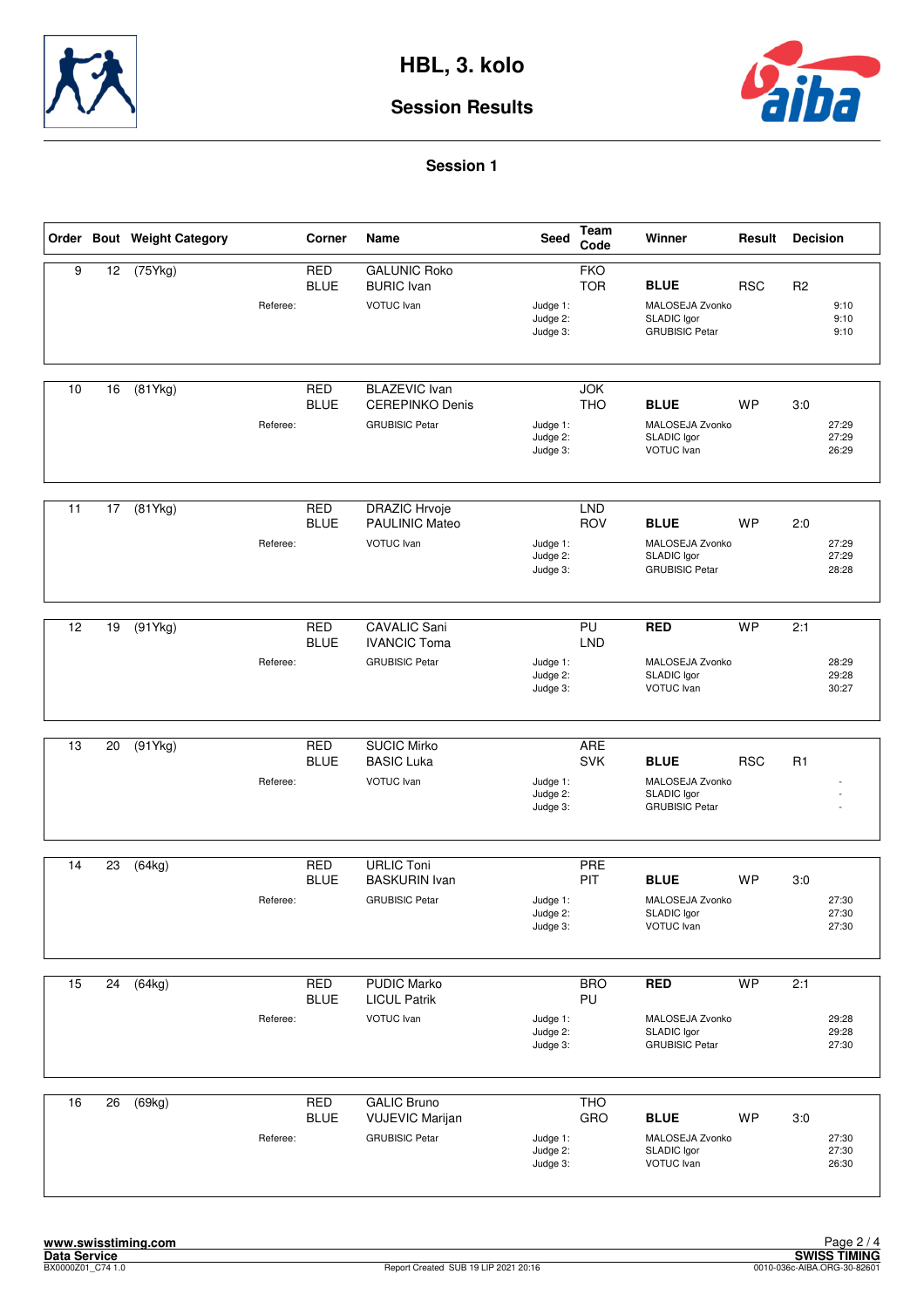# HBL, 3. kolo

## Session Results

### Session 1

| Order | Bout | Weight Category | Corner | Name | Seed | Team Code | Winner | Result | Decision |
|---|---|---|---|---|---|---|---|---|---|
| 9 | 12 | (75Ykg) | RED | GALUNIC Roko | | FKO | | | |
| | | | BLUE | BURIC Ivan | | TOR | **BLUE** | RSC | R2 |
| | | Referee: | | VOTUC Ivan | | Judge 1: | MALOSEJA Zvonko | | 9:10 |
| | | | | | | Judge 2: | SLADIC Igor | | 9:10 |
| | | | | | | Judge 3: | GRUBISIC Petar | | 9:10 |
| 10 | 16 | (81Ykg) | RED | BLAZEVIC Ivan | | JOK | | | |
| | | | BLUE | CEREPINKO Denis | | THO | **BLUE** | WP | 3:0 |
| | | Referee: | | GRUBISIC Petar | | Judge 1: | MALOSEJA Zvonko | | 27:29 |
| | | | | | | Judge 2: | SLADIC Igor | | 27:29 |
| | | | | | | Judge 3: | VOTUC Ivan | | 26:29 |
| 11 | 17 | (81Ykg) | RED | DRAZIC Hrvoje | | LND | | | |
| | | | BLUE | PAULINIC Mateo | | ROV | **BLUE** | WP | 2:0 |
| | | Referee: | | VOTUC Ivan | | Judge 1: | MALOSEJA Zvonko | | 27:29 |
| | | | | | | Judge 2: | SLADIC Igor | | 27:29 |
| | | | | | | Judge 3: | GRUBISIC Petar | | 28:28 |
| 12 | 19 | (91Ykg) | RED | CAVALIC Sani | | PU | **RED** | WP | 2:1 |
| | | | BLUE | IVANCIC Toma | | LND | | | |
| | | Referee: | | GRUBISIC Petar | | Judge 1: | MALOSEJA Zvonko | | 28:29 |
| | | | | | | Judge 2: | SLADIC Igor | | 29:28 |
| | | | | | | Judge 3: | VOTUC Ivan | | 30:27 |
| 13 | 20 | (91Ykg) | RED | SUCIC Mirko | | ARE | | | |
| | | | BLUE | BASIC Luka | | SVK | **BLUE** | RSC | R1 |
| | | Referee: | | VOTUC Ivan | | Judge 1: | MALOSEJA Zvonko | | - |
| | | | | | | Judge 2: | SLADIC Igor | | - |
| | | | | | | Judge 3: | GRUBISIC Petar | | - |
| 14 | 23 | (64kg) | RED | URLIC Toni | | PRE | | | |
| | | | BLUE | BASKURIN Ivan | | PIT | **BLUE** | WP | 3:0 |
| | | Referee: | | GRUBISIC Petar | | Judge 1: | MALOSEJA Zvonko | | 27:30 |
| | | | | | | Judge 2: | SLADIC Igor | | 27:30 |
| | | | | | | Judge 3: | VOTUC Ivan | | 27:30 |
| 15 | 24 | (64kg) | RED | PUDIC Marko | | BRO | **RED** | WP | 2:1 |
| | | | BLUE | LICUL Patrik | | PU | | | |
| | | Referee: | | VOTUC Ivan | | Judge 1: | MALOSEJA Zvonko | | 29:28 |
| | | | | | | Judge 2: | SLADIC Igor | | 29:28 |
| | | | | | | Judge 3: | GRUBISIC Petar | | 27:30 |
| 16 | 26 | (69kg) | RED | GALIC Bruno | | THO | | | |
| | | | BLUE | VUJEVIC Marijan | | GRO | **BLUE** | WP | 3:0 |
| | | Referee: | | GRUBISIC Petar | | Judge 1: | MALOSEJA Zvonko | | 27:30 |
| | | | | | | Judge 2: | SLADIC Igor | | 27:30 |
| | | | | | | Judge 3: | VOTUC Ivan | | 26:30 |

www.swisstiming.com
Data Service
BX0000Z01_C74 1.0

Report Created SUB 19 LIP 2021 20:16

SWISS TIMING
0010-036c-AIBA.ORG-30-82601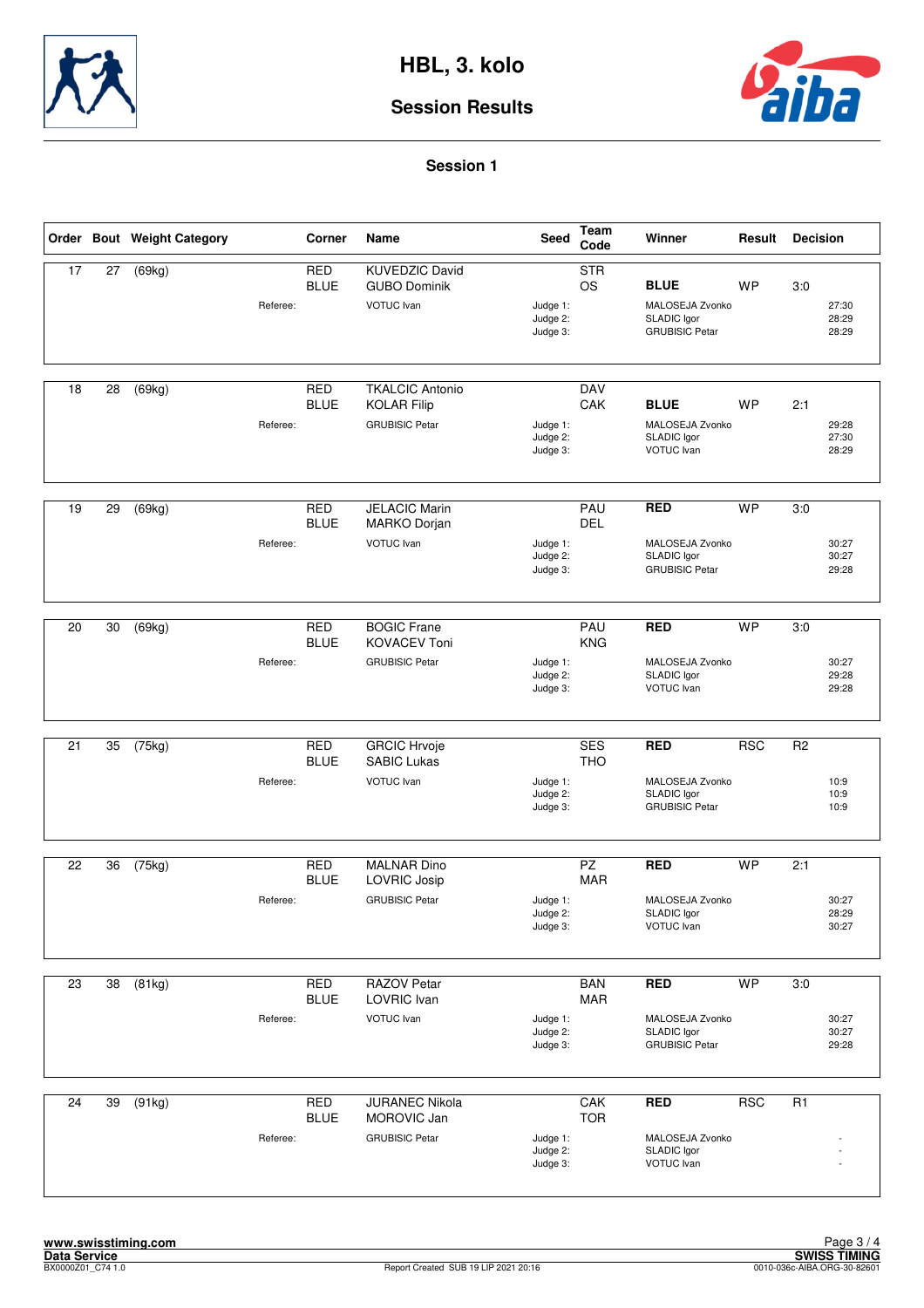# HBL, 3. kolo

## Session Results

### Session 1

| Order | Bout | Weight Category | Corner | Name | Seed | Team Code | Winner | Result | Decision |
|---|---|---|---|---|---|---|---|---|---|
| 17 | 27 | (69kg) | RED | KUVEDZIC David | | STR | | | |
| | | | BLUE | GUBO Dominik | | OS | **BLUE** | WP | 3:0 |
| | | Referee: | | VOTUC Ivan | Judge 1: | | MALOSEJA Zvonko | | 27:30 |
| | | | | | Judge 2: | | SLADIC Igor | | 28:29 |
| | | | | | Judge 3: | | GRUBISIC Petar | | 28:29 |
| 18 | 28 | (69kg) | RED | TKALCIC Antonio | | DAV | | | |
| | | | BLUE | KOLAR Filip | | CAK | **BLUE** | WP | 2:1 |
| | | Referee: | | GRUBISIC Petar | Judge 1: | | MALOSEJA Zvonko | | 29:28 |
| | | | | | Judge 2: | | SLADIC Igor | | 27:30 |
| | | | | | Judge 3: | | VOTUC Ivan | | 28:29 |
| 19 | 29 | (69kg) | RED | JELACIC Marin | | PAU | **RED** | WP | 3:0 |
| | | | BLUE | MARKO Dorjan | | DEL | | | |
| | | Referee: | | VOTUC Ivan | Judge 1: | | MALOSEJA Zvonko | | 30:27 |
| | | | | | Judge 2: | | SLADIC Igor | | 30:27 |
| | | | | | Judge 3: | | GRUBISIC Petar | | 29:28 |
| 20 | 30 | (69kg) | RED | BOGIC Frane | | PAU | **RED** | WP | 3:0 |
| | | | BLUE | KOVACEV Toni | | KNG | | | |
| | | Referee: | | GRUBISIC Petar | Judge 1: | | MALOSEJA Zvonko | | 30:27 |
| | | | | | Judge 2: | | SLADIC Igor | | 29:28 |
| | | | | | Judge 3: | | VOTUC Ivan | | 29:28 |
| 21 | 35 | (75kg) | RED | GRCIC Hrvoje | | SES | **RED** | RSC | R2 |
| | | | BLUE | SABIC Lukas | | THO | | | |
| | | Referee: | | VOTUC Ivan | Judge 1: | | MALOSEJA Zvonko | | 10:9 |
| | | | | | Judge 2: | | SLADIC Igor | | 10:9 |
| | | | | | Judge 3: | | GRUBISIC Petar | | 10:9 |
| 22 | 36 | (75kg) | RED | MALNAR Dino | | PZ | **RED** | WP | 2:1 |
| | | | BLUE | LOVRIC Josip | | MAR | | | |
| | | Referee: | | GRUBISIC Petar | Judge 1: | | MALOSEJA Zvonko | | 30:27 |
| | | | | | Judge 2: | | SLADIC Igor | | 28:29 |
| | | | | | Judge 3: | | VOTUC Ivan | | 30:27 |
| 23 | 38 | (81kg) | RED | RAZOV Petar | | BAN | **RED** | WP | 3:0 |
| | | | BLUE | LOVRIC Ivan | | MAR | | | |
| | | Referee: | | VOTUC Ivan | Judge 1: | | MALOSEJA Zvonko | | 30:27 |
| | | | | | Judge 2: | | SLADIC Igor | | 30:27 |
| | | | | | Judge 3: | | GRUBISIC Petar | | 29:28 |
| 24 | 39 | (91kg) | RED | JURANEC Nikola | | CAK | **RED** | RSC | R1 |
| | | | BLUE | MOROVIC Jan | | TOR | | | |
| | | Referee: | | GRUBISIC Petar | Judge 1: | | MALOSEJA Zvonko | | - |
| | | | | | Judge 2: | | SLADIC Igor | | - |
| | | | | | Judge 3: | | VOTUC Ivan | | - |

www.swisstiming.com
Data Service
BX0000Z01_C74 1.0

Report Created SUB 19 LIP 2021 20:16

SWISS TIMING
0010-036c-AIBA.ORG-30-82601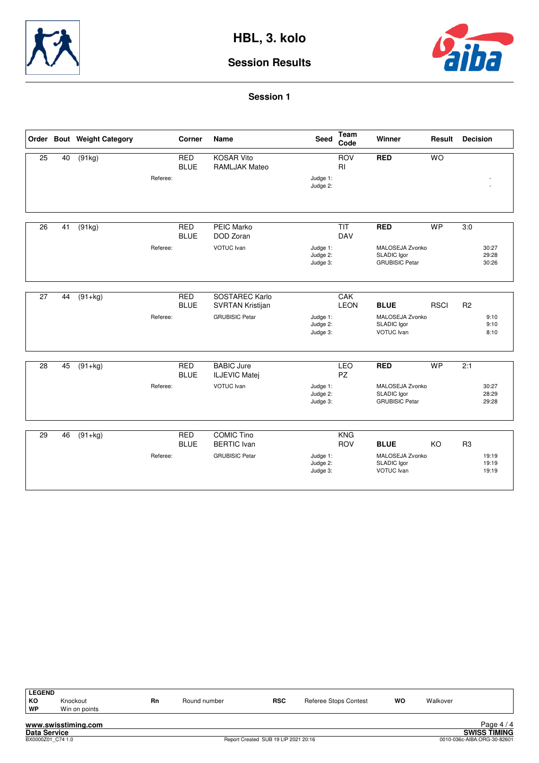# HBL, 3. kolo

## Session Results

### Session 1

| Order | Bout | Weight Category | Corner | Name | Seed | Team Code | Winner | Result | Decision |
|---|---|---|---|---|---|---|---|---|---|
| 25 | 40 | (91kg) | RED | KOSAR Vito | | ROV | **RED** | WO | |
| | | | BLUE | RAMLJAK Mateo | | RI | | | |
| | | Referee: | | | Judge 1: | | | | - |
| | | | | | Judge 2: | | | | - |
| 26 | 41 | (91kg) | RED | PEIC Marko | | TIT | **RED** | WP | 3:0 |
| | | | BLUE | DOD Zoran | | DAV | | | |
| | | Referee: | | VOTUC Ivan | Judge 1: | | MALOSEJA Zvonko | | 30:27 |
| | | | | | Judge 2: | | SLADIC Igor | | 29:28 |
| | | | | | Judge 3: | | GRUBISIC Petar | | 30:26 |
| 27 | 44 | (91+kg) | RED | SOSTAREC Karlo | | CAK | | | |
| | | | BLUE | SVRTAN Kristijan | | LEON | **BLUE** | RSCI | R2 |
| | | Referee: | | GRUBISIC Petar | Judge 1: | | MALOSEJA Zvonko | | 9:10 |
| | | | | | Judge 2: | | SLADIC Igor | | 9:10 |
| | | | | | Judge 3: | | VOTUC Ivan | | 8:10 |
| 28 | 45 | (91+kg) | RED | BABIC Jure | | LEO | **RED** | WP | 2:1 |
| | | | BLUE | ILJEVIC Matej | | PZ | | | |
| | | Referee: | | VOTUC Ivan | Judge 1: | | MALOSEJA Zvonko | | 30:27 |
| | | | | | Judge 2: | | SLADIC Igor | | 28:29 |
| | | | | | Judge 3: | | GRUBISIC Petar | | 29:28 |
| 29 | 46 | (91+kg) | RED | COMIC Tino | | KNG | | | |
| | | | BLUE | BERTIC Ivan | | ROV | **BLUE** | KO | R3 |
| | | Referee: | | GRUBISIC Petar | Judge 1: | | MALOSEJA Zvonko | | 19:19 |
| | | | | | Judge 2: | | SLADIC Igor | | 19:19 |
| | | | | | Judge 3: | | VOTUC Ivan | | 19:19 |

**LEGEND**

| | | | | | | | |
|---|---|---|---|---|---|---|---|
| **KO** | Knockout | **Rn** | Round number | **RSC** | Referee Stops Contest | **WO** | Walkover |
| **WP** | Win on points | | | | | | |

www.swisstiming.com
Data Service
BX0000Z01_C74 1.0
Report Created SUB 19 LIP 2021 20:16
SWISS TIMING
0010-036c-AIBA.ORG-30-82601